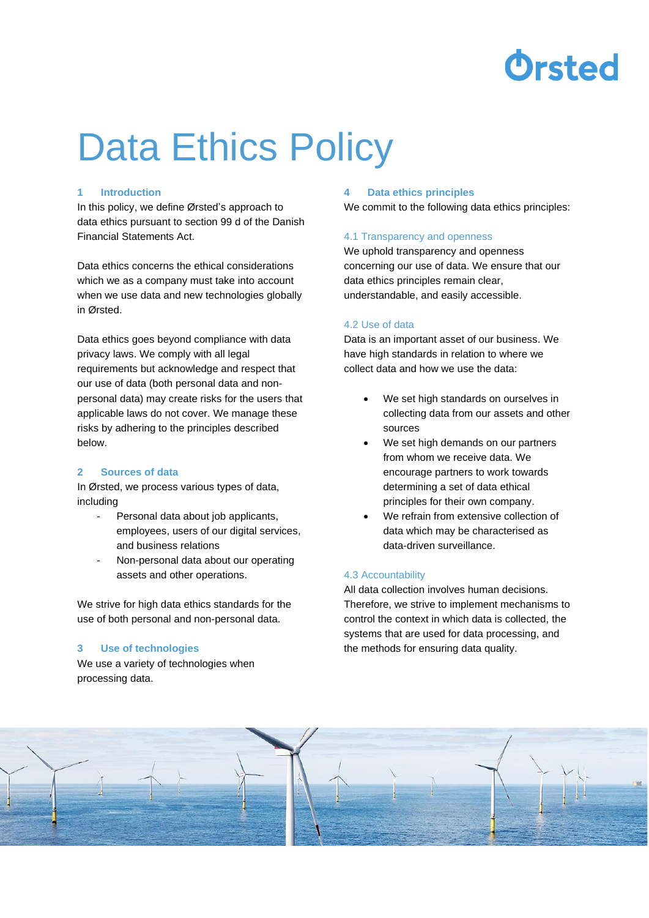# Data Ethics Policy

## 1 Introduction

In this policy, we define Ørsted's approach to data ethics pursuant to section 99 d of the Danish Financial Statements Act.

Data ethics concerns the ethical considerations which we as a company must take into account when we use data and new technologies globally in Ørsted.

Data ethics goes beyond compliance with data privacy laws. We comply with all legal requirements but acknowledge and respect that our use of data (both personal data and non-personal data) may create risks for the users that applicable laws do not cover. We manage these risks by adhering to the principles described below.

## 2 Sources of data

In Ørsted, we process various types of data, including

- Personal data about job applicants, employees, users of our digital services, and business relations
- Non-personal data about our operating assets and other operations.

We strive for high data ethics standards for the use of both personal and non-personal data.

## 3 Use of technologies

We use a variety of technologies when processing data.

## 4 Data ethics principles

We commit to the following data ethics principles:

### 4.1 Transparency and openness

We uphold transparency and openness concerning our use of data. We ensure that our data ethics principles remain clear, understandable, and easily accessible.

### 4.2 Use of data

Data is an important asset of our business. We have high standards in relation to where we collect data and how we use the data:

- We set high standards on ourselves in collecting data from our assets and other sources
- We set high demands on our partners from whom we receive data. We encourage partners to work towards determining a set of data ethical principles for their own company.
- We refrain from extensive collection of data which may be characterised as data-driven surveillance.

### 4.3 Accountability

All data collection involves human decisions. Therefore, we strive to implement mechanisms to control the context in which data is collected, the systems that are used for data processing, and the methods for ensuring data quality.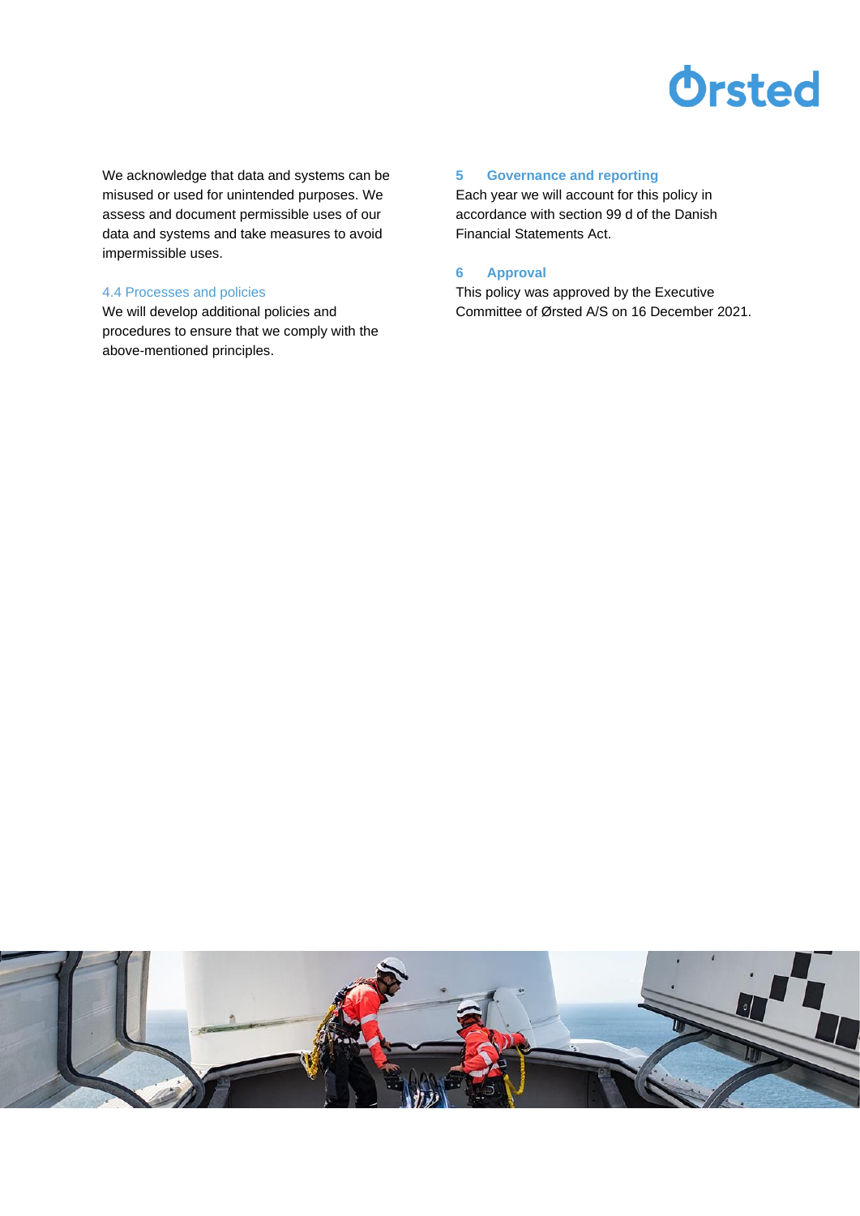We acknowledge that data and systems can be misused or used for unintended purposes. We assess and document permissible uses of our data and systems and take measures to avoid impermissible uses.

### 4.4 Processes and policies

We will develop additional policies and procedures to ensure that we comply with the above-mentioned principles.

## 5 Governance and reporting

Each year we will account for this policy in accordance with section 99 d of the Danish Financial Statements Act.

## 6 Approval

This policy was approved by the Executive Committee of Ørsted A/S on 16 December 2021.